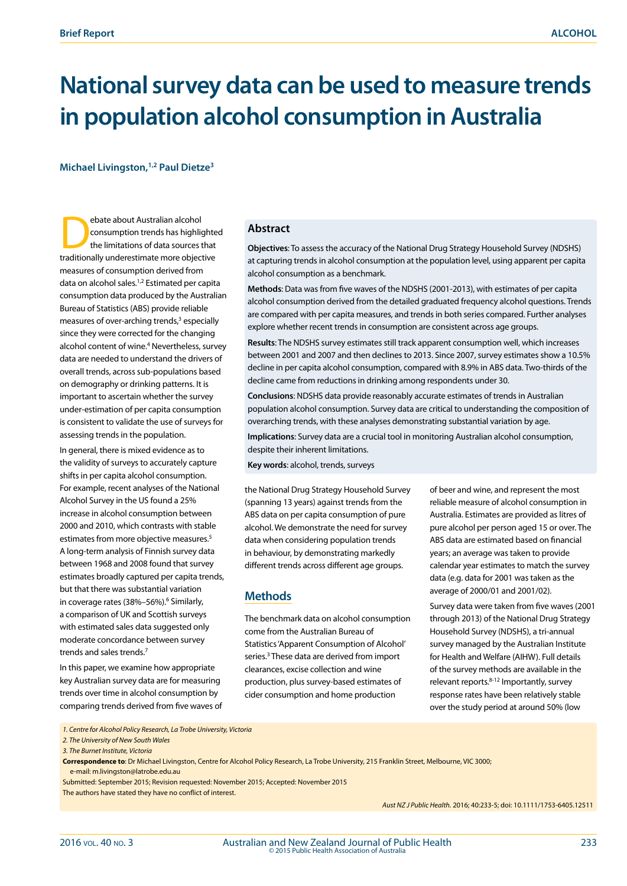Brief Report

ALCOHOL

# National survey data can be used to measure trends in population alcohol consumption in Australia

**Michael Livingston,[1,2] Paul Dietze[3]**

## Abstract

**Objectives**: To assess the accuracy of the National Drug Strategy Household Survey (NDSHS) at capturing trends in alcohol consumption at the population level, using apparent per capita alcohol consumption as a benchmark.

**Methods**: Data was from five waves of the NDSHS (2001-2013), with estimates of per capita alcohol consumption derived from the detailed graduated frequency alcohol questions. Trends are compared with per capita measures, and trends in both series compared. Further analyses explore whether recent trends in consumption are consistent across age groups.

**Results**: The NDSHS survey estimates still track apparent consumption well, which increases between 2001 and 2007 and then declines to 2013. Since 2007, survey estimates show a 10.5% decline in per capita alcohol consumption, compared with 8.9% in ABS data. Two-thirds of the decline came from reductions in drinking among respondents under 30.

**Conclusions**: NDSHS data provide reasonably accurate estimates of trends in Australian population alcohol consumption. Survey data are critical to understanding the composition of overarching trends, with these analyses demonstrating substantial variation by age.

**Implications**: Survey data are a crucial tool in monitoring Australian alcohol consumption, despite their inherent limitations.

**Key words**: alcohol, trends, surveys

Debate about Australian alcohol consumption trends has highlighted the limitations of data sources that traditionally underestimate more objective measures of consumption derived from data on alcohol sales.[1,2] Estimated per capita consumption data produced by the Australian Bureau of Statistics (ABS) provide reliable measures of over-arching trends,[3] especially since they were corrected for the changing alcohol content of wine.[4] Nevertheless, survey data are needed to understand the drivers of overall trends, across sub-populations based on demography or drinking patterns. It is important to ascertain whether the survey under-estimation of per capita consumption is consistent to validate the use of surveys for assessing trends in the population.

In general, there is mixed evidence as to the validity of surveys to accurately capture shifts in per capita alcohol consumption. For example, recent analyses of the National Alcohol Survey in the US found a 25% increase in alcohol consumption between 2000 and 2010, which contrasts with stable estimates from more objective measures.[5] A long-term analysis of Finnish survey data between 1968 and 2008 found that survey estimates broadly captured per capita trends, but that there was substantial variation in coverage rates (38%–56%).[6] Similarly, a comparison of UK and Scottish surveys with estimated sales data suggested only moderate concordance between survey trends and sales trends.[7]

In this paper, we examine how appropriate key Australian survey data are for measuring trends over time in alcohol consumption by comparing trends derived from five waves of the National Drug Strategy Household Survey (spanning 13 years) against trends from the ABS data on per capita consumption of pure alcohol. We demonstrate the need for survey data when considering population trends in behaviour, by demonstrating markedly different trends across different age groups.

## Methods

The benchmark data on alcohol consumption come from the Australian Bureau of Statistics 'Apparent Consumption of Alcohol' series.[3] These data are derived from import clearances, excise collection and wine production, plus survey-based estimates of cider consumption and home production of beer and wine, and represent the most reliable measure of alcohol consumption in Australia. Estimates are provided as litres of pure alcohol per person aged 15 or over. The ABS data are estimated based on financial years; an average was taken to provide calendar year estimates to match the survey data (e.g. data for 2001 was taken as the average of 2000/01 and 2001/02).

Survey data were taken from five waves (2001 through 2013) of the National Drug Strategy Household Survey (NDSHS), a tri-annual survey managed by the Australian Institute for Health and Welfare (AIHW). Full details of the survey methods are available in the relevant reports.[8-12] Importantly, survey response rates have been relatively stable over the study period at around 50% (low

1. Centre for Alcohol Policy Research, La Trobe University, Victoria
2. The University of New South Wales
3. The Burnet Institute, Victoria

**Correspondence to**: Dr Michael Livingston, Centre for Alcohol Policy Research, La Trobe University, 215 Franklin Street, Melbourne, VIC 3000; e-mail: m.livingston@latrobe.edu.au

Submitted: September 2015; Revision requested: November 2015; Accepted: November 2015

The authors have stated they have no conflict of interest.

*Aust NZ J Public Health.* 2016; 40:233-5; doi: 10.1111/1753-6405.12511

© 2015 Public Health Association of Australia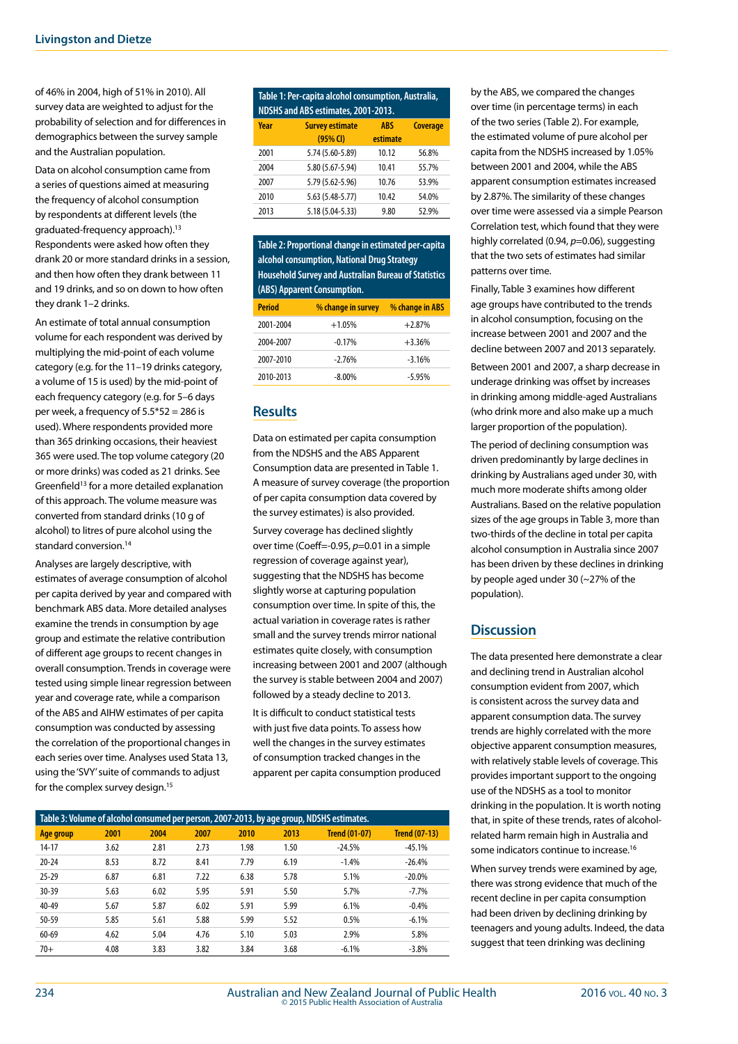of 46% in 2004, high of 51% in 2010). All survey data are weighted to adjust for the probability of selection and for differences in demographics between the survey sample and the Australian population.

Data on alcohol consumption came from a series of questions aimed at measuring the frequency of alcohol consumption by respondents at different levels (the graduated-frequency approach).[13] Respondents were asked how often they drank 20 or more standard drinks in a session, and then how often they drank between 11 and 19 drinks, and so on down to how often they drank 1–2 drinks.

An estimate of total annual consumption volume for each respondent was derived by multiplying the mid-point of each volume category (e.g. for the 11–19 drinks category, a volume of 15 is used) by the mid-point of each frequency category (e.g. for 5–6 days per week, a frequency of 5.5*52 = 286 is used). Where respondents provided more than 365 drinking occasions, their heaviest 365 were used. The top volume category (20 or more drinks) was coded as 21 drinks. See Greenfield[13] for a more detailed explanation of this approach. The volume measure was converted from standard drinks (10 g of alcohol) to litres of pure alcohol using the standard conversion.[14]

Analyses are largely descriptive, with estimates of average consumption of alcohol per capita derived by year and compared with benchmark ABS data. More detailed analyses examine the trends in consumption by age group and estimate the relative contribution of different age groups to recent changes in overall consumption. Trends in coverage were tested using simple linear regression between year and coverage rate, while a comparison of the ABS and AIHW estimates of per capita consumption was conducted by assessing the correlation of the proportional changes in each series over time. Analyses used Stata 13, using the 'SVY' suite of commands to adjust for the complex survey design.[15]

**Table 1: Per-capita alcohol consumption, Australia, NDSHS and ABS estimates, 2001-2013.**

| Year | Survey estimate (95% CI) | ABS estimate | Coverage |
|---|---|---|---|
| 2001 | 5.74 (5.60-5.89) | 10.12 | 56.8% |
| 2004 | 5.80 (5.67-5.94) | 10.41 | 55.7% |
| 2007 | 5.79 (5.62-5.96) | 10.76 | 53.9% |
| 2010 | 5.63 (5.48-5.77) | 10.42 | 54.0% |
| 2013 | 5.18 (5.04-5.33) | 9.80 | 52.9% |

**Table 2: Proportional change in estimated per-capita alcohol consumption, National Drug Strategy Household Survey and Australian Bureau of Statistics (ABS) Apparent Consumption.**

| Period | % change in survey | % change in ABS |
|---|---|---|
| 2001-2004 | +1.05% | +2.87% |
| 2004-2007 | -0.17% | +3.36% |
| 2007-2010 | -2.76% | -3.16% |
| 2010-2013 | -8.00% | -5.95% |

## Results

Data on estimated per capita consumption from the NDSHS and the ABS Apparent Consumption data are presented in Table 1. A measure of survey coverage (the proportion of per capita consumption data covered by the survey estimates) is also provided.

Survey coverage has declined slightly over time (Coeff=-0.95, $p$=0.01 in a simple regression of coverage against year), suggesting that the NDSHS has become slightly worse at capturing population consumption over time. In spite of this, the actual variation in coverage rates is rather small and the survey trends mirror national estimates quite closely, with consumption increasing between 2001 and 2007 (although the survey is stable between 2004 and 2007) followed by a steady decline to 2013.

It is difficult to conduct statistical tests with just five data points. To assess how well the changes in the survey estimates of consumption tracked changes in the apparent per capita consumption produced by the ABS, we compared the changes over time (in percentage terms) in each of the two series (Table 2). For example, the estimated volume of pure alcohol per capita from the NDSHS increased by 1.05% between 2001 and 2004, while the ABS apparent consumption estimates increased by 2.87%. The similarity of these changes over time were assessed via a simple Pearson Correlation test, which found that they were highly correlated (0.94, $p$=0.06), suggesting that the two sets of estimates had similar patterns over time.

Finally, Table 3 examines how different age groups have contributed to the trends in alcohol consumption, focusing on the increase between 2001 and 2007 and the decline between 2007 and 2013 separately.

Between 2001 and 2007, a sharp decrease in underage drinking was offset by increases in drinking among middle-aged Australians (who drink more and also make up a much larger proportion of the population).

The period of declining consumption was driven predominantly by large declines in drinking by Australians aged under 30, with much more moderate shifts among older Australians. Based on the relative population sizes of the age groups in Table 3, more than two-thirds of the decline in total per capita alcohol consumption in Australia since 2007 has been driven by these declines in drinking by people aged under 30 (~27% of the population).

**Table 3: Volume of alcohol consumed per person, 2007-2013, by age group, NDSHS estimates.**

| Age group | 2001 | 2004 | 2007 | 2010 | 2013 | Trend (01-07) | Trend (07-13) |
|---|---|---|---|---|---|---|---|
| 14-17 | 3.62 | 2.81 | 2.73 | 1.98 | 1.50 | -24.5% | -45.1% |
| 20-24 | 8.53 | 8.72 | 8.41 | 7.79 | 6.19 | -1.4% | -26.4% |
| 25-29 | 6.87 | 6.81 | 7.22 | 6.38 | 5.78 | 5.1% | -20.0% |
| 30-39 | 5.63 | 6.02 | 5.95 | 5.91 | 5.50 | 5.7% | -7.7% |
| 40-49 | 5.67 | 5.87 | 6.02 | 5.91 | 5.99 | 6.1% | -0.4% |
| 50-59 | 5.85 | 5.61 | 5.88 | 5.99 | 5.52 | 0.5% | -6.1% |
| 60-69 | 4.62 | 5.04 | 4.76 | 5.10 | 5.03 | 2.9% | 5.8% |
| 70+ | 4.08 | 3.83 | 3.82 | 3.84 | 3.68 | -6.1% | -3.8% |

## Discussion

The data presented here demonstrate a clear and declining trend in Australian alcohol consumption evident from 2007, which is consistent across the survey data and apparent consumption data. The survey trends are highly correlated with the more objective apparent consumption measures, with relatively stable levels of coverage. This provides important support to the ongoing use of the NDSHS as a tool to monitor drinking in the population. It is worth noting that, in spite of these trends, rates of alcohol-related harm remain high in Australia and some indicators continue to increase.[16]

When survey trends were examined by age, there was strong evidence that much of the recent decline in per capita consumption had been driven by declining drinking by teenagers and young adults. Indeed, the data suggest that teen drinking was declining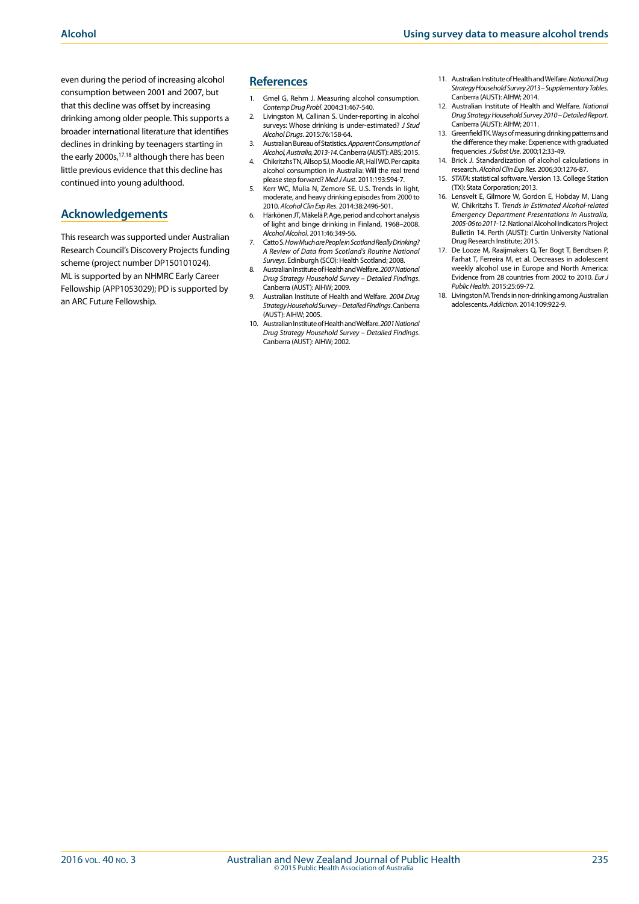even during the period of increasing alcohol consumption between 2001 and 2007, but that this decline was offset by increasing drinking among older people. This supports a broader international literature that identifies declines in drinking by teenagers starting in the early 2000s,[17,18] although there has been little previous evidence that this decline has continued into young adulthood.

## Acknowledgements

This research was supported under Australian Research Council's Discovery Projects funding scheme (project number DP150101024). ML is supported by an NHMRC Early Career Fellowship (APP1053029); PD is supported by an ARC Future Fellowship.

## References

1. Gmel G, Rehm J. Measuring alcohol consumption. *Contemp Drug Probl*. 2004:31:467-540.
2. Livingston M, Callinan S. Under-reporting in alcohol surveys: Whose drinking is under-estimated? *J Stud Alcohol Drugs*. 2015:76:158-64.
3. Australian Bureau of Statistics. *Apparent Consumption of Alcohol, Australia, 2013-14*. Canberra (AUST): ABS; 2015.
4. Chikritzhs TN, Allsop SJ, Moodie AR, Hall WD. Per capita alcohol consumption in Australia: Will the real trend please step forward? *Med J Aust*. 2011:193:594-7.
5. Kerr WC, Mulia N, Zemore SE. U.S. Trends in light, moderate, and heavy drinking episodes from 2000 to 2010. *Alcohol Clin Exp Res*. 2014:38:2496-501.
6. Härkönen JT, Mäkelä P. Age, period and cohort analysis of light and binge drinking in Finland, 1968–2008. *Alcohol Alcohol*. 2011:46:349-56.
7. Catto S. *How Much are People in Scotland Really Drinking? A Review of Data from Scotland's Routine National Surveys*. Edinburgh (SCO): Health Scotland; 2008.
8. Australian Institute of Health and Welfare. *2007 National Drug Strategy Household Survey – Detailed Findings*. Canberra (AUST): AIHW; 2009.
9. Australian Institute of Health and Welfare. *2004 Drug Strategy Household Survey – Detailed Findings*. Canberra (AUST): AIHW; 2005.
10. Australian Institute of Health and Welfare. *2001 National Drug Strategy Household Survey – Detailed Findings*. Canberra (AUST): AIHW; 2002.
11. Australian Institute of Health and Welfare. *National Drug Strategy Household Survey 2013 – Supplementary Tables*. Canberra (AUST): AIHW; 2014.
12. Australian Institute of Health and Welfare. *National Drug Strategy Household Survey 2010 – Detailed Report*. Canberra (AUST): AIHW; 2011.
13. Greenfield TK. Ways of measuring drinking patterns and the difference they make: Experience with graduated frequencies. *J Subst Use*. 2000;12:33-49.
14. Brick J. Standardization of alcohol calculations in research. *Alcohol Clin Exp Res*. 2006;30:1276-87.
15. *STATA*: statistical software. Version 13. College Station (TX): Stata Corporation; 2013.
16. Lensvelt E, Gilmore W, Gordon E, Hobday M, Liang W, Chikritzhs T. *Trends in Estimated Alcohol-related Emergency Department Presentations in Australia, 2005-06 to 2011-12*. National Alcohol Indicators Project Bulletin 14. Perth (AUST): Curtin University National Drug Research Institute; 2015.
17. De Looze M, Raaijmakers Q, Ter Bogt T, Bendtsen P, Farhat T, Ferreira M, et al. Decreases in adolescent weekly alcohol use in Europe and North America: Evidence from 28 countries from 2002 to 2010. *Eur J Public Health*. 2015:25:69-72.
18. Livingston M. Trends in non-drinking among Australian adolescents. *Addiction*. 2014:109:922-9.